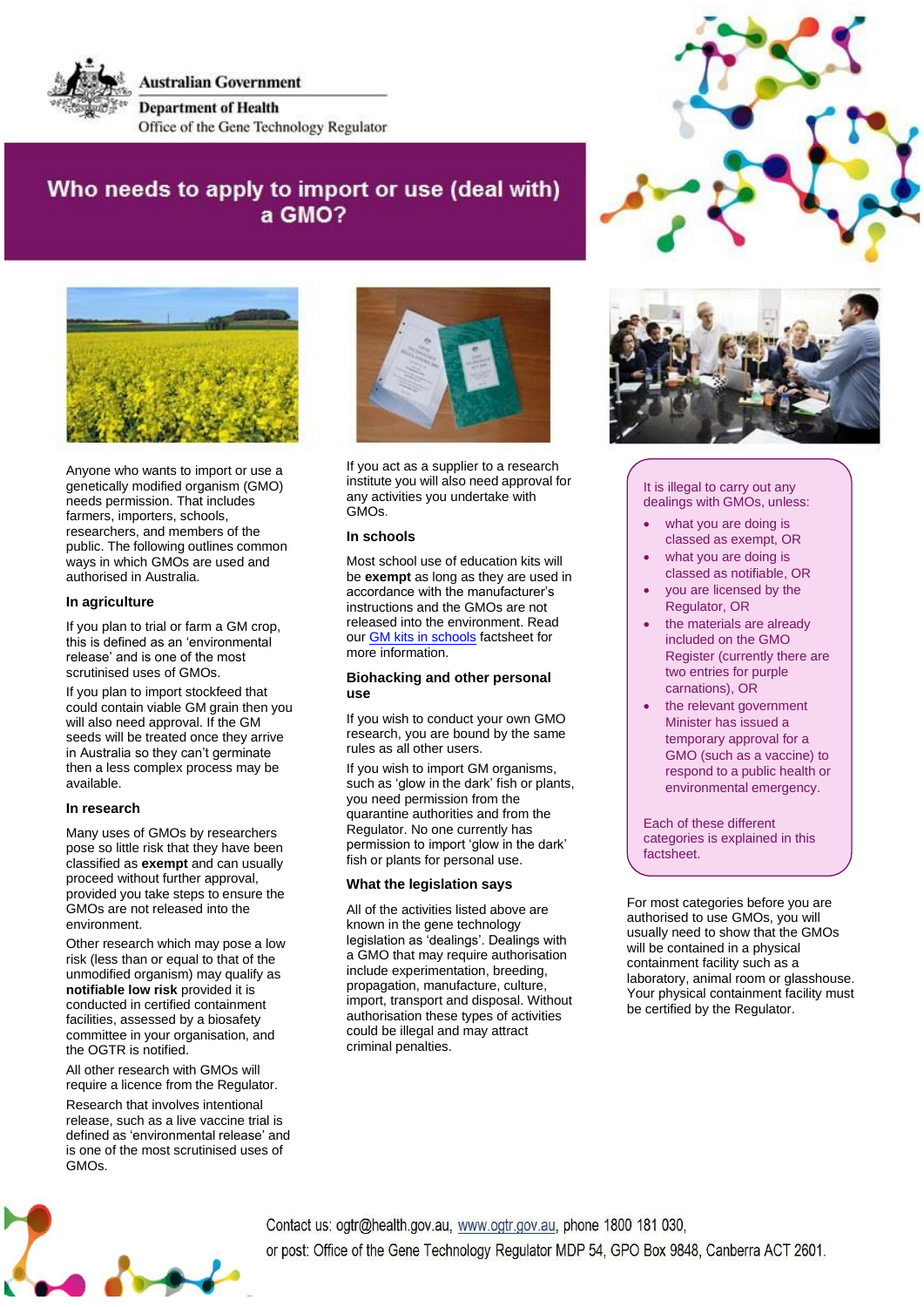Australian Government
Department of Health
Office of the Gene Technology Regulator

# Who needs to apply to import or use (deal with) a GMO?

Anyone who wants to import or use a genetically modified organism (GMO) needs permission. That includes farmers, importers, schools, researchers, and members of the public. The following outlines common ways in which GMOs are used and authorised in Australia.

### In agriculture

If you plan to trial or farm a GM crop, this is defined as an 'environmental release' and is one of the most scrutinised uses of GMOs.

If you plan to import stockfeed that could contain viable GM grain then you will also need approval. If the GM seeds will be treated once they arrive in Australia so they can't germinate then a less complex process may be available.

### In research

Many uses of GMOs by researchers pose so little risk that they have been classified as **exempt** and can usually proceed without further approval, provided you take steps to ensure the GMOs are not released into the environment.

Other research which may pose a low risk (less than or equal to that of the unmodified organism) may qualify as **notifiable low risk** provided it is conducted in certified containment facilities, assessed by a biosafety committee in your organisation, and the OGTR is notified.

All other research with GMOs will require a licence from the Regulator.

Research that involves intentional release, such as a live vaccine trial is defined as 'environmental release' and is one of the most scrutinised uses of GMOs.

If you act as a supplier to a research institute you will also need approval for any activities you undertake with GMOs.

### In schools

Most school use of education kits will be **exempt** as long as they are used in accordance with the manufacturer's instructions and the GMOs are not released into the environment. Read our GM kits in schools factsheet for more information.

### Biohacking and other personal use

If you wish to conduct your own GMO research, you are bound by the same rules as all other users.

If you wish to import GM organisms, such as 'glow in the dark' fish or plants, you need permission from the quarantine authorities and from the Regulator. No one currently has permission to import 'glow in the dark' fish or plants for personal use.

### What the legislation says

All of the activities listed above are known in the gene technology legislation as 'dealings'. Dealings with a GMO that may require authorisation include experimentation, breeding, propagation, manufacture, culture, import, transport and disposal. Without authorisation these types of activities could be illegal and may attract criminal penalties.

It is illegal to carry out any dealings with GMOs, unless:

- what you are doing is classed as exempt, OR
- what you are doing is classed as notifiable, OR
- you are licensed by the Regulator, OR
- the materials are already included on the GMO Register (currently there are two entries for purple carnations), OR
- the relevant government Minister has issued a temporary approval for a GMO (such as a vaccine) to respond to a public health or environmental emergency.

Each of these different categories is explained in this factsheet.

For most categories before you are authorised to use GMOs, you will usually need to show that the GMOs will be contained in a physical containment facility such as a laboratory, animal room or glasshouse. Your physical containment facility must be certified by the Regulator.

Contact us: ogtr@health.gov.au, www.ogtr.gov.au, phone 1800 181 030,
or post: Office of the Gene Technology Regulator MDP 54, GPO Box 9848, Canberra ACT 2601.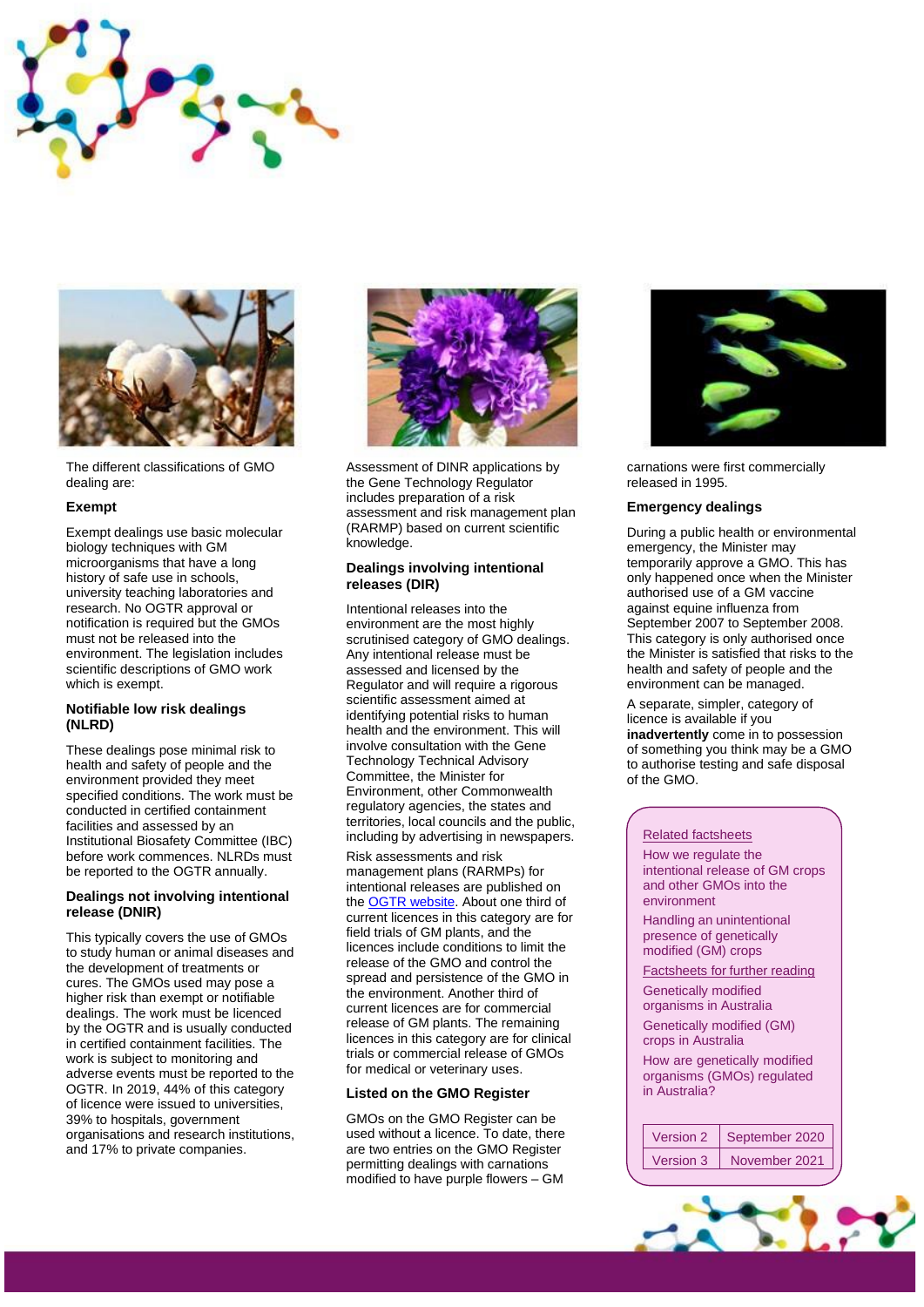The different classifications of GMO dealing are:

### Exempt

Exempt dealings use basic molecular biology techniques with GM microorganisms that have a long history of safe use in schools, university teaching laboratories and research. No OGTR approval or notification is required but the GMOs must not be released into the environment. The legislation includes scientific descriptions of GMO work which is exempt.

### Notifiable low risk dealings (NLRD)

These dealings pose minimal risk to health and safety of people and the environment provided they meet specified conditions. The work must be conducted in certified containment facilities and assessed by an Institutional Biosafety Committee (IBC) before work commences. NLRDs must be reported to the OGTR annually.

### Dealings not involving intentional release (DNIR)

This typically covers the use of GMOs to study human or animal diseases and the development of treatments or cures. The GMOs used may pose a higher risk than exempt or notifiable dealings. The work must be licenced by the OGTR and is usually conducted in certified containment facilities. The work is subject to monitoring and adverse events must be reported to the OGTR. In 2019, 44% of this category of licence were issued to universities, 39% to hospitals, government organisations and research institutions, and 17% to private companies.

Assessment of DINR applications by the Gene Technology Regulator includes preparation of a risk assessment and risk management plan (RARMP) based on current scientific knowledge.

### Dealings involving intentional releases (DIR)

Intentional releases into the environment are the most highly scrutinised category of GMO dealings. Any intentional release must be assessed and licensed by the Regulator and will require a rigorous scientific assessment aimed at identifying potential risks to human health and the environment. This will involve consultation with the Gene Technology Technical Advisory Committee, the Minister for Environment, other Commonwealth regulatory agencies, the states and territories, local councils and the public, including by advertising in newspapers.

Risk assessments and risk management plans (RARMPs) for intentional releases are published on the OGTR website. About one third of current licences in this category are for field trials of GM plants, and the licences include conditions to limit the release of the GMO and control the spread and persistence of the GMO in the environment. Another third of current licences are for commercial release of GM plants. The remaining licences in this category are for clinical trials or commercial release of GMOs for medical or veterinary uses.

### Listed on the GMO Register

GMOs on the GMO Register can be used without a licence. To date, there are two entries on the GMO Register permitting dealings with carnations modified to have purple flowers – GM carnations were first commercially released in 1995.

### Emergency dealings

During a public health or environmental emergency, the Minister may temporarily approve a GMO. This has only happened once when the Minister authorised use of a GM vaccine against equine influenza from September 2007 to September 2008. This category is only authorised once the Minister is satisfied that risks to the health and safety of people and the environment can be managed.

A separate, simpler, category of licence is available if you **inadvertently** come in to possession of something you think may be a GMO to authorise testing and safe disposal of the GMO.

Related factsheets

How we regulate the intentional release of GM crops and other GMOs into the environment

Handling an unintentional presence of genetically modified (GM) crops

Factsheets for further reading

Genetically modified organisms in Australia

Genetically modified (GM) crops in Australia

How are genetically modified organisms (GMOs) regulated in Australia?

| | |
|---|---|
| Version 2 | September 2020 |
| Version 3 | November 2021 |